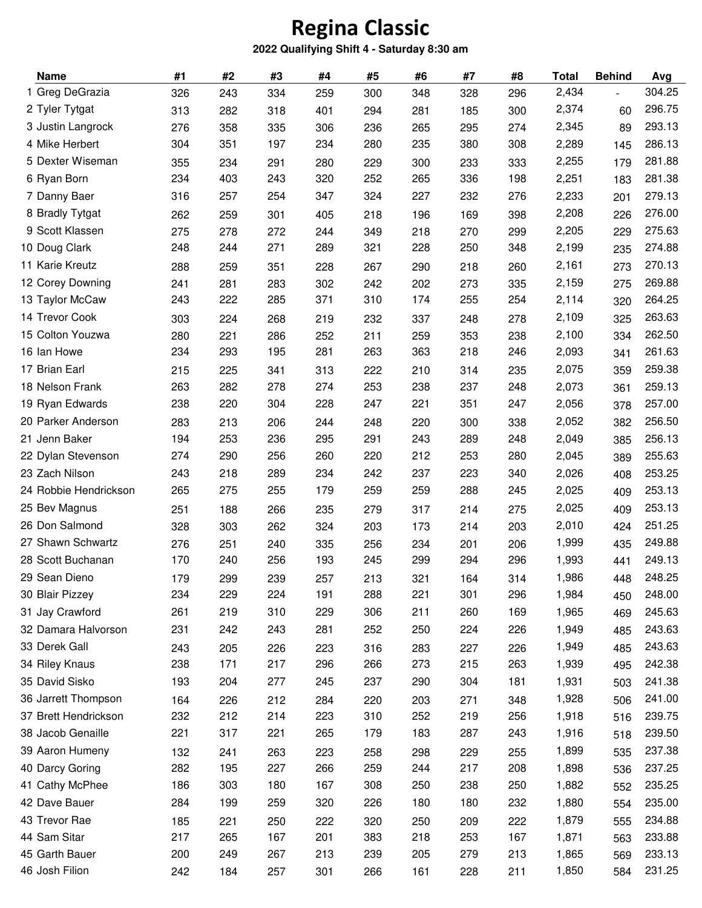# Regina Classic

**2022 Qualifying Shift 4 - Saturday 8:30 am**

| | Name | #1 | #2 | #3 | #4 | #5 | #6 | #7 | #8 | Total | Behind | Avg |
|---|---|---|---|---|---|---|---|---|---|---|---|---|
| 1 | Greg DeGrazia | 326 | 243 | 334 | 259 | 300 | 348 | 328 | 296 | 2,434 | - | 304.25 |
| 2 | Tyler Tytgat | 313 | 282 | 318 | 401 | 294 | 281 | 185 | 300 | 2,374 | 60 | 296.75 |
| 3 | Justin Langrock | 276 | 358 | 335 | 306 | 236 | 265 | 295 | 274 | 2,345 | 89 | 293.13 |
| 4 | Mike Herbert | 304 | 351 | 197 | 234 | 280 | 235 | 380 | 308 | 2,289 | 145 | 286.13 |
| 5 | Dexter Wiseman | 355 | 234 | 291 | 280 | 229 | 300 | 233 | 333 | 2,255 | 179 | 281.88 |
| 6 | Ryan Born | 234 | 403 | 243 | 320 | 252 | 265 | 336 | 198 | 2,251 | 183 | 281.38 |
| 7 | Danny Baer | 316 | 257 | 254 | 347 | 324 | 227 | 232 | 276 | 2,233 | 201 | 279.13 |
| 8 | Bradly Tytgat | 262 | 259 | 301 | 405 | 218 | 196 | 169 | 398 | 2,208 | 226 | 276.00 |
| 9 | Scott Klassen | 275 | 278 | 272 | 244 | 349 | 218 | 270 | 299 | 2,205 | 229 | 275.63 |
| 10 | Doug Clark | 248 | 244 | 271 | 289 | 321 | 228 | 250 | 348 | 2,199 | 235 | 274.88 |
| 11 | Karie Kreutz | 288 | 259 | 351 | 228 | 267 | 290 | 218 | 260 | 2,161 | 273 | 270.13 |
| 12 | Corey Downing | 241 | 281 | 283 | 302 | 242 | 202 | 273 | 335 | 2,159 | 275 | 269.88 |
| 13 | Taylor McCaw | 243 | 222 | 285 | 371 | 310 | 174 | 255 | 254 | 2,114 | 320 | 264.25 |
| 14 | Trevor Cook | 303 | 224 | 268 | 219 | 232 | 337 | 248 | 278 | 2,109 | 325 | 263.63 |
| 15 | Colton Youzwa | 280 | 221 | 286 | 252 | 211 | 259 | 353 | 238 | 2,100 | 334 | 262.50 |
| 16 | Ian Howe | 234 | 293 | 195 | 281 | 263 | 363 | 218 | 246 | 2,093 | 341 | 261.63 |
| 17 | Brian Earl | 215 | 225 | 341 | 313 | 222 | 210 | 314 | 235 | 2,075 | 359 | 259.38 |
| 18 | Nelson Frank | 263 | 282 | 278 | 274 | 253 | 238 | 237 | 248 | 2,073 | 361 | 259.13 |
| 19 | Ryan Edwards | 238 | 220 | 304 | 228 | 247 | 221 | 351 | 247 | 2,056 | 378 | 257.00 |
| 20 | Parker Anderson | 283 | 213 | 206 | 244 | 248 | 220 | 300 | 338 | 2,052 | 382 | 256.50 |
| 21 | Jenn Baker | 194 | 253 | 236 | 295 | 291 | 243 | 289 | 248 | 2,049 | 385 | 256.13 |
| 22 | Dylan Stevenson | 274 | 290 | 256 | 260 | 220 | 212 | 253 | 280 | 2,045 | 389 | 255.63 |
| 23 | Zach Nilson | 243 | 218 | 289 | 234 | 242 | 237 | 223 | 340 | 2,026 | 408 | 253.25 |
| 24 | Robbie Hendrickson | 265 | 275 | 255 | 179 | 259 | 259 | 288 | 245 | 2,025 | 409 | 253.13 |
| 25 | Bev Magnus | 251 | 188 | 266 | 235 | 279 | 317 | 214 | 275 | 2,025 | 409 | 253.13 |
| 26 | Don Salmond | 328 | 303 | 262 | 324 | 203 | 173 | 214 | 203 | 2,010 | 424 | 251.25 |
| 27 | Shawn Schwartz | 276 | 251 | 240 | 335 | 256 | 234 | 201 | 206 | 1,999 | 435 | 249.88 |
| 28 | Scott Buchanan | 170 | 240 | 256 | 193 | 245 | 299 | 294 | 296 | 1,993 | 441 | 249.13 |
| 29 | Sean Dieno | 179 | 299 | 239 | 257 | 213 | 321 | 164 | 314 | 1,986 | 448 | 248.25 |
| 30 | Blair Pizzey | 234 | 229 | 224 | 191 | 288 | 221 | 301 | 296 | 1,984 | 450 | 248.00 |
| 31 | Jay Crawford | 261 | 219 | 310 | 229 | 306 | 211 | 260 | 169 | 1,965 | 469 | 245.63 |
| 32 | Damara Halvorson | 231 | 242 | 243 | 281 | 252 | 250 | 224 | 226 | 1,949 | 485 | 243.63 |
| 33 | Derek Gall | 243 | 205 | 226 | 223 | 316 | 283 | 227 | 226 | 1,949 | 485 | 243.63 |
| 34 | Riley Knaus | 238 | 171 | 217 | 296 | 266 | 273 | 215 | 263 | 1,939 | 495 | 242.38 |
| 35 | David Sisko | 193 | 204 | 277 | 245 | 237 | 290 | 304 | 181 | 1,931 | 503 | 241.38 |
| 36 | Jarrett Thompson | 164 | 226 | 212 | 284 | 220 | 203 | 271 | 348 | 1,928 | 506 | 241.00 |
| 37 | Brett Hendrickson | 232 | 212 | 214 | 223 | 310 | 252 | 219 | 256 | 1,918 | 516 | 239.75 |
| 38 | Jacob Genaille | 221 | 317 | 221 | 265 | 179 | 183 | 287 | 243 | 1,916 | 518 | 239.50 |
| 39 | Aaron Humeny | 132 | 241 | 263 | 223 | 258 | 298 | 229 | 255 | 1,899 | 535 | 237.38 |
| 40 | Darcy Goring | 282 | 195 | 227 | 266 | 259 | 244 | 217 | 208 | 1,898 | 536 | 237.25 |
| 41 | Cathy McPhee | 186 | 303 | 180 | 167 | 308 | 250 | 238 | 250 | 1,882 | 552 | 235.25 |
| 42 | Dave Bauer | 284 | 199 | 259 | 320 | 226 | 180 | 180 | 232 | 1,880 | 554 | 235.00 |
| 43 | Trevor Rae | 185 | 221 | 250 | 222 | 320 | 250 | 209 | 222 | 1,879 | 555 | 234.88 |
| 44 | Sam Sitar | 217 | 265 | 167 | 201 | 383 | 218 | 253 | 167 | 1,871 | 563 | 233.88 |
| 45 | Garth Bauer | 200 | 249 | 267 | 213 | 239 | 205 | 279 | 213 | 1,865 | 569 | 233.13 |
| 46 | Josh Filion | 242 | 184 | 257 | 301 | 266 | 161 | 228 | 211 | 1,850 | 584 | 231.25 |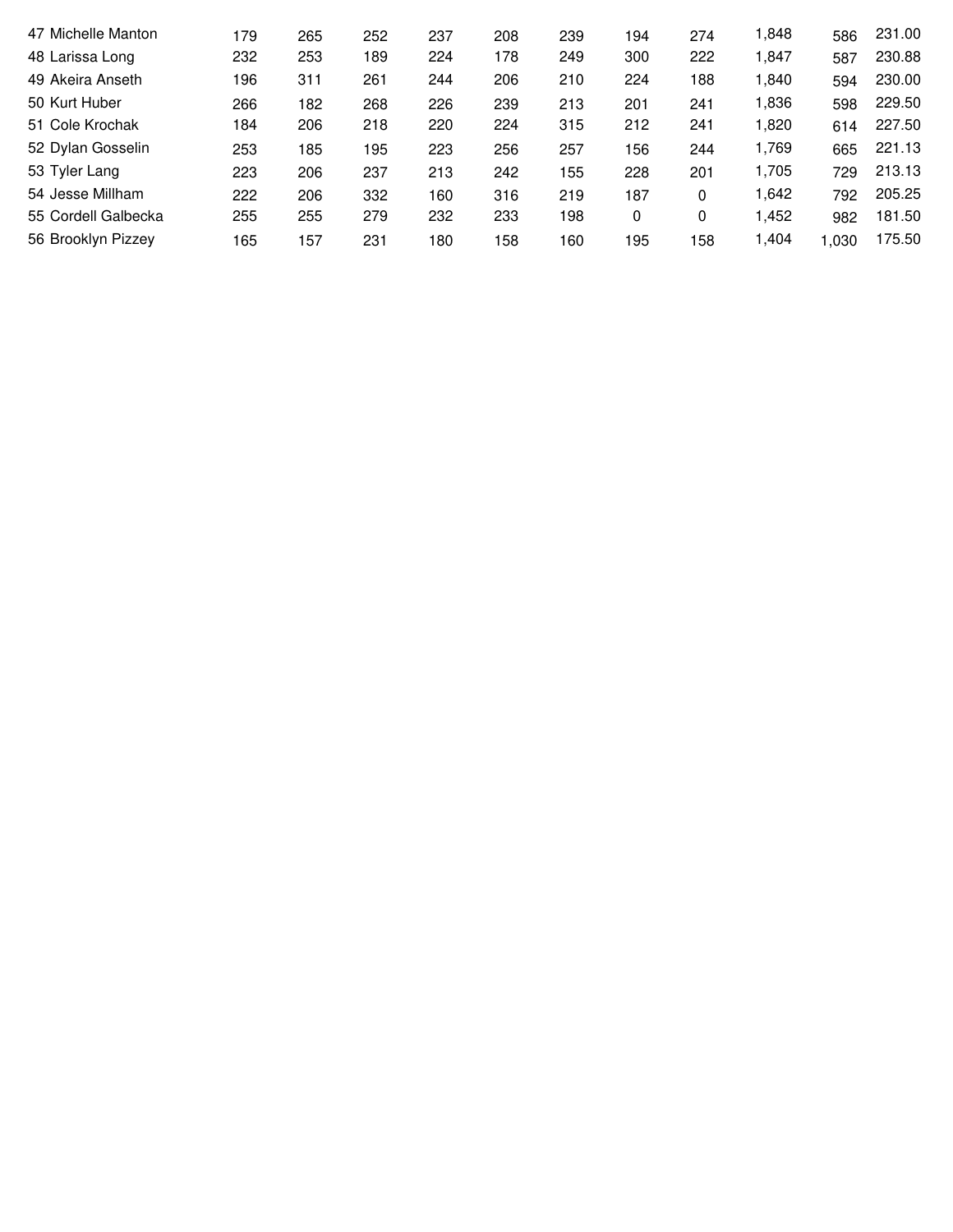| | | | | | | | | | | | |
|---|---|---|---|---|---|---|---|---|---|---|---|
| 47 Michelle Manton | 179 | 265 | 252 | 237 | 208 | 239 | 194 | 274 | 1,848 | 586 | 231.00 |
| 48 Larissa Long | 232 | 253 | 189 | 224 | 178 | 249 | 300 | 222 | 1,847 | 587 | 230.88 |
| 49 Akeira Anseth | 196 | 311 | 261 | 244 | 206 | 210 | 224 | 188 | 1,840 | 594 | 230.00 |
| 50 Kurt Huber | 266 | 182 | 268 | 226 | 239 | 213 | 201 | 241 | 1,836 | 598 | 229.50 |
| 51 Cole Krochak | 184 | 206 | 218 | 220 | 224 | 315 | 212 | 241 | 1,820 | 614 | 227.50 |
| 52 Dylan Gosselin | 253 | 185 | 195 | 223 | 256 | 257 | 156 | 244 | 1,769 | 665 | 221.13 |
| 53 Tyler Lang | 223 | 206 | 237 | 213 | 242 | 155 | 228 | 201 | 1,705 | 729 | 213.13 |
| 54 Jesse Millham | 222 | 206 | 332 | 160 | 316 | 219 | 187 | 0 | 1,642 | 792 | 205.25 |
| 55 Cordell Galbecka | 255 | 255 | 279 | 232 | 233 | 198 | 0 | 0 | 1,452 | 982 | 181.50 |
| 56 Brooklyn Pizzey | 165 | 157 | 231 | 180 | 158 | 160 | 195 | 158 | 1,404 | 1,030 | 175.50 |